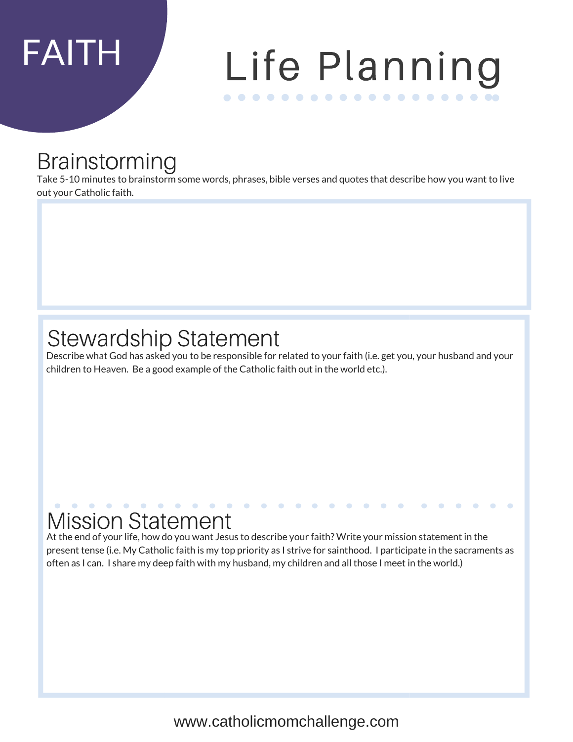FAITH

# Life Planning

## Brainstorming

Take 5-10 minutes to brainstorm some words, phrases, bible verses and quotes that describe how you want to live out your Catholic faith.

## Stewardship Statement

Describe what God has asked you to be responsible for related to your faith (i.e. get you, your husband and your children to Heaven. Be a good example of the Catholic faith out in the world etc.).

## Mission Statement

At the end of your life, how do you want Jesus to describe your faith? Write your mission statement in the present tense (i.e. My Catholic faith is my top priority as I strive for sainthood. I participate in the sacraments as often as I can. I share my deep faith with my husband, my children and all those I meet in the world.)

www.catholicmomchallenge.com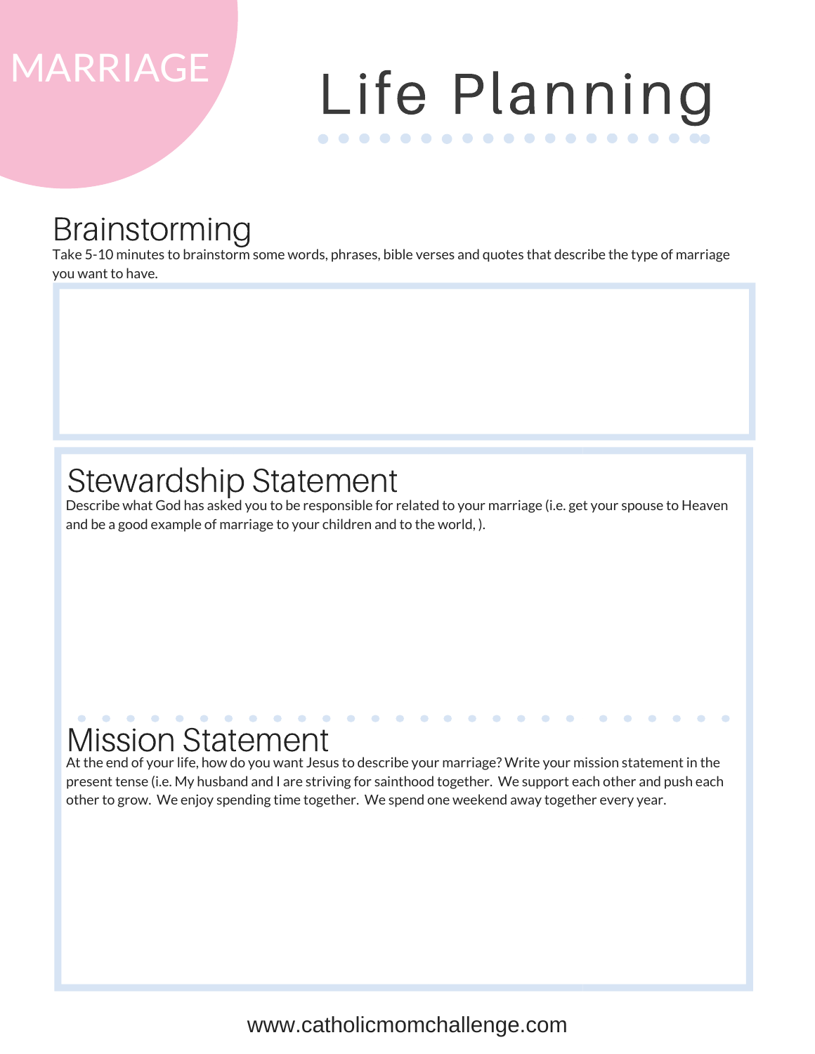MARRIAGE

# Life Planning

## Brainstorming

Take 5-10 minutes to brainstorm some words, phrases, bible verses and quotes that describe the type of marriage you want to have.

## Stewardship Statement

Describe what God has asked you to be responsible for related to your marriage (i.e. get your spouse to Heaven and be a good example of marriage to your children and to the world, ).

## Mission Statement

At the end of your life, how do you want Jesus to describe your marriage? Write your mission statement in the present tense (i.e. My husband and I are striving for sainthood together. We support each other and push each other to grow. We enjoy spending time together. We spend one weekend away together every year.

www.catholicmomchallenge.com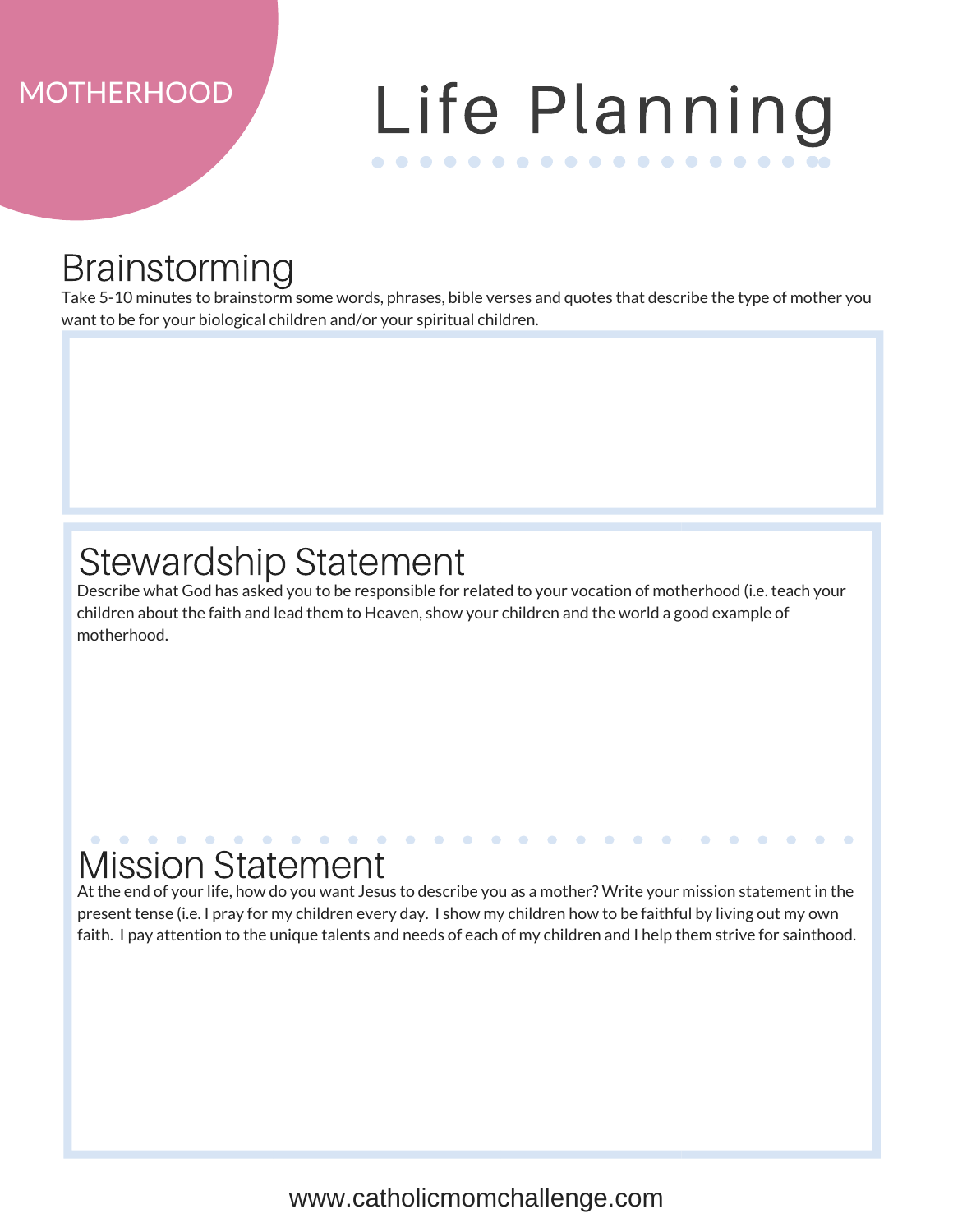MOTHERHOOD

# Life Planning

## Brainstorming

Take 5-10 minutes to brainstorm some words, phrases, bible verses and quotes that describe the type of mother you want to be for your biological children and/or your spiritual children.

## Stewardship Statement

Describe what God has asked you to be responsible for related to your vocation of motherhood (i.e. teach your children about the faith and lead them to Heaven, show your children and the world a good example of motherhood.

## Mission Statement

At the end of your life, how do you want Jesus to describe you as a mother? Write your mission statement in the present tense (i.e. I pray for my children every day. I show my children how to be faithful by living out my own faith. I pay attention to the unique talents and needs of each of my children and I help them strive for sainthood.

www.catholicmomchallenge.com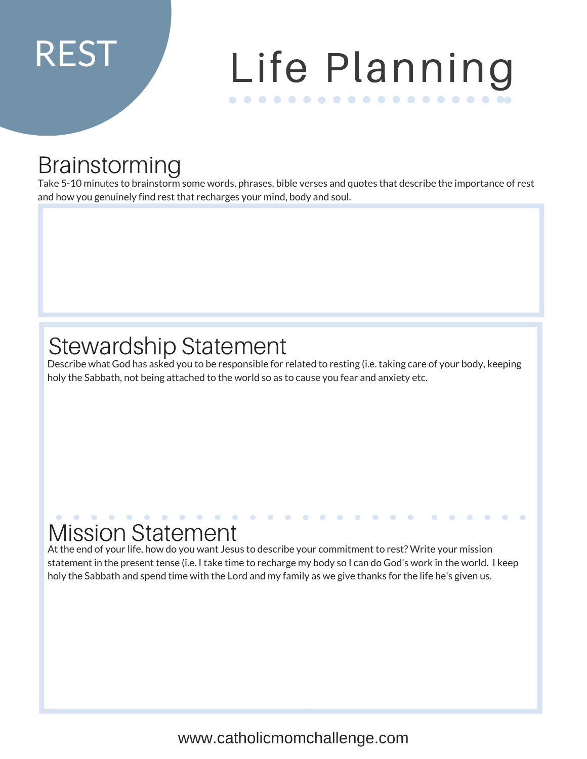REST

# Life Planning

## Brainstorming

Take 5-10 minutes to brainstorm some words, phrases, bible verses and quotes that describe the importance of rest and how you genuinely find rest that recharges your mind, body and soul.

## Stewardship Statement

Describe what God has asked you to be responsible for related to resting (i.e. taking care of your body, keeping holy the Sabbath, not being attached to the world so as to cause you fear and anxiety etc.

## Mission Statement

At the end of your life, how do you want Jesus to describe your commitment to rest? Write your mission statement in the present tense (i.e. I take time to recharge my body so I can do God's work in the world. I keep holy the Sabbath and spend time with the Lord and my family as we give thanks for the life he's given us.

www.catholicmomchallenge.com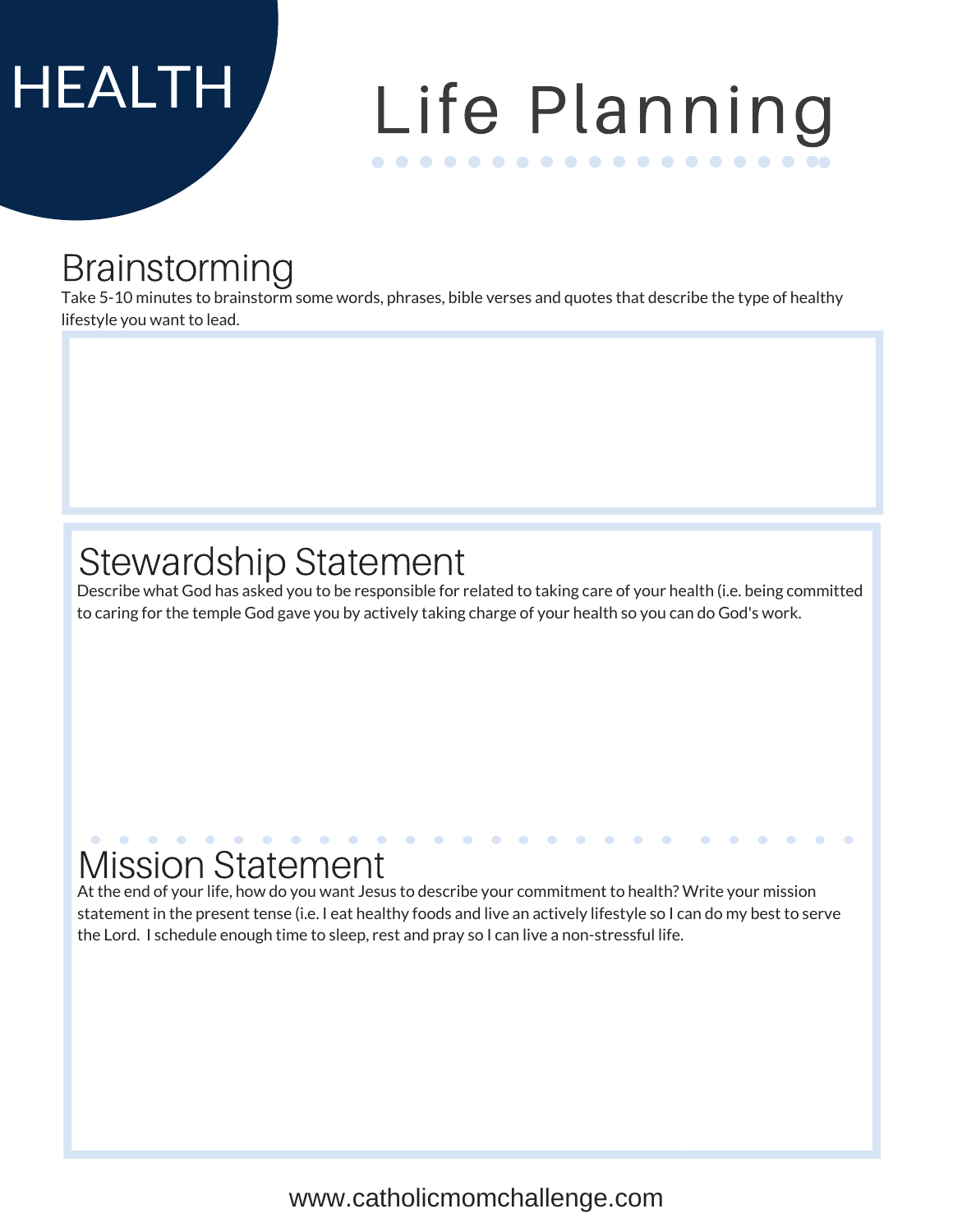HEALTH

# Life Planning

## Brainstorming

Take 5-10 minutes to brainstorm some words, phrases, bible verses and quotes that describe the type of healthy lifestyle you want to lead.

## Stewardship Statement

Describe what God has asked you to be responsible for related to taking care of your health (i.e. being committed to caring for the temple God gave you by actively taking charge of your health so you can do God's work.

## Mission Statement

At the end of your life, how do you want Jesus to describe your commitment to health? Write your mission statement in the present tense (i.e. I eat healthy foods and live an actively lifestyle so I can do my best to serve the Lord. I schedule enough time to sleep, rest and pray so I can live a non-stressful life.

www.catholicmomchallenge.com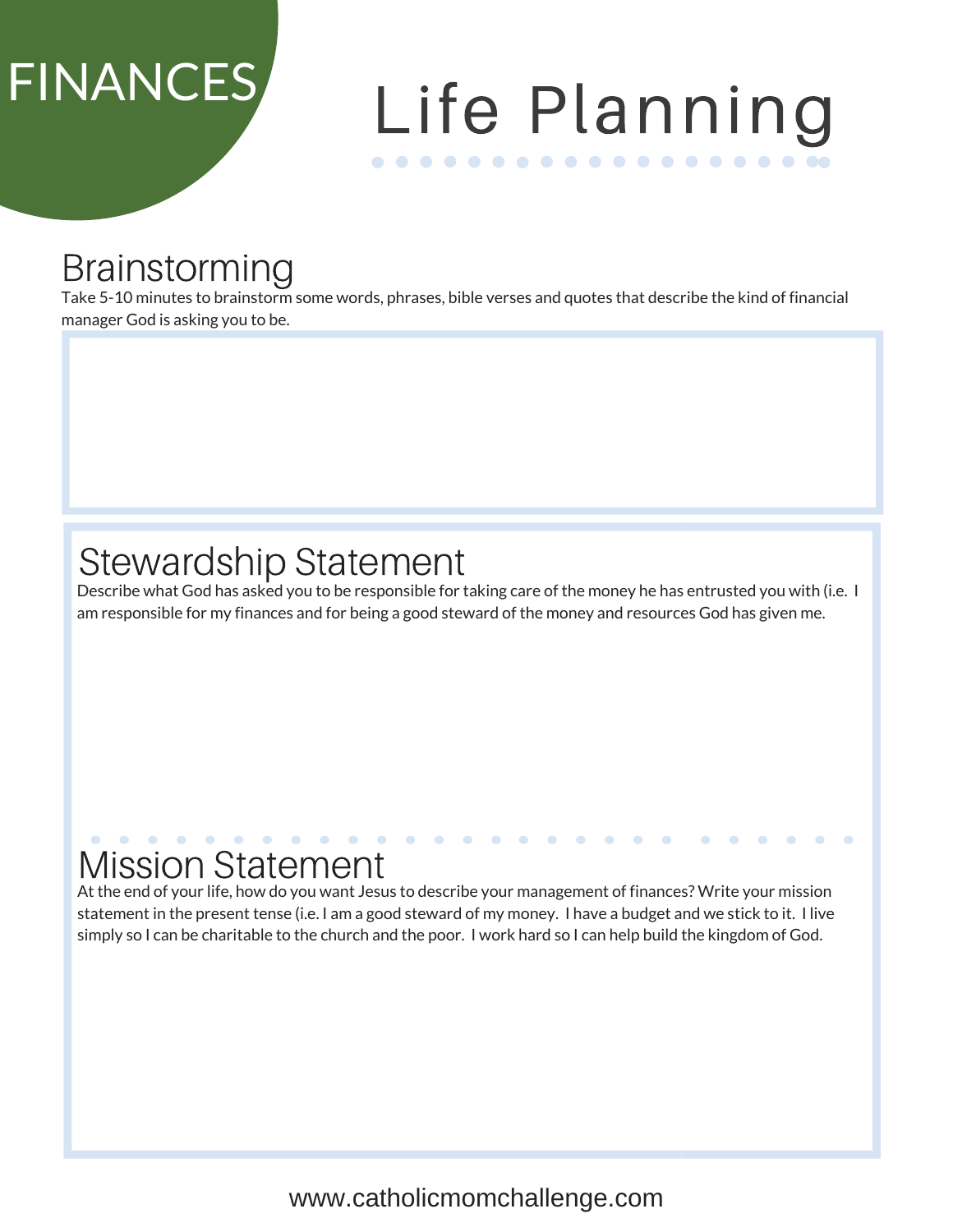FINANCES

# Life Planning

## Brainstorming

Take 5-10 minutes to brainstorm some words, phrases, bible verses and quotes that describe the kind of financial manager God is asking you to be.

## Stewardship Statement

Describe what God has asked you to be responsible for taking care of the money he has entrusted you with (i.e. I am responsible for my finances and for being a good steward of the money and resources God has given me.

## Mission Statement

At the end of your life, how do you want Jesus to describe your management of finances? Write your mission statement in the present tense (i.e. I am a good steward of my money. I have a budget and we stick to it. I live simply so I can be charitable to the church and the poor. I work hard so I can help build the kingdom of God.

www.catholicmomchallenge.com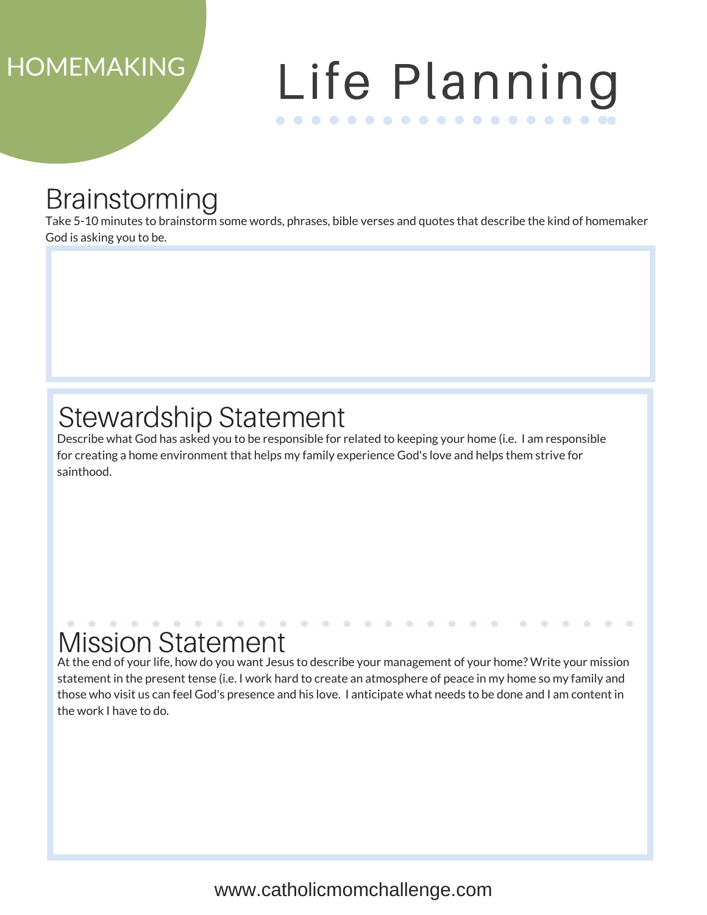HOMEMAKING

# Life Planning

## Brainstorming

Take 5-10 minutes to brainstorm some words, phrases, bible verses and quotes that describe the kind of homemaker God is asking you to be.

## Stewardship Statement

Describe what God has asked you to be responsible for related to keeping your home (i.e. I am responsible for creating a home environment that helps my family experience God's love and helps them strive for sainthood.

## Mission Statement

At the end of your life, how do you want Jesus to describe your management of your home? Write your mission statement in the present tense (i.e. I work hard to create an atmosphere of peace in my home so my family and those who visit us can feel God's presence and his love. I anticipate what needs to be done and I am content in the work I have to do.

www.catholicmomchallenge.com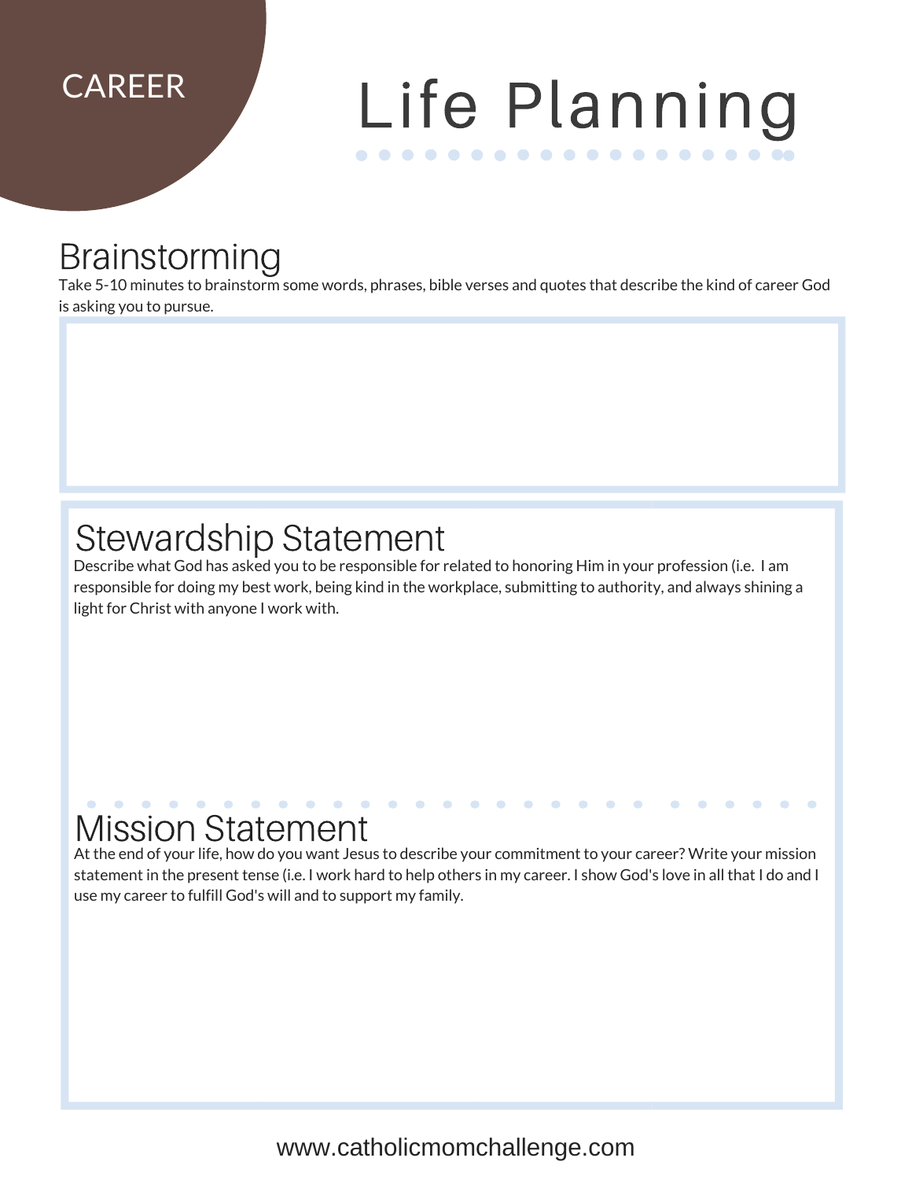CAREER

# Life Planning

## Brainstorming

Take 5-10 minutes to brainstorm some words, phrases, bible verses and quotes that describe the kind of career God is asking you to pursue.

## Stewardship Statement

Describe what God has asked you to be responsible for related to honoring Him in your profession (i.e. I am responsible for doing my best work, being kind in the workplace, submitting to authority, and always shining a light for Christ with anyone I work with.

## Mission Statement

At the end of your life, how do you want Jesus to describe your commitment to your career? Write your mission statement in the present tense (i.e. I work hard to help others in my career. I show God's love in all that I do and I use my career to fulfill God's will and to support my family.

www.catholicmomchallenge.com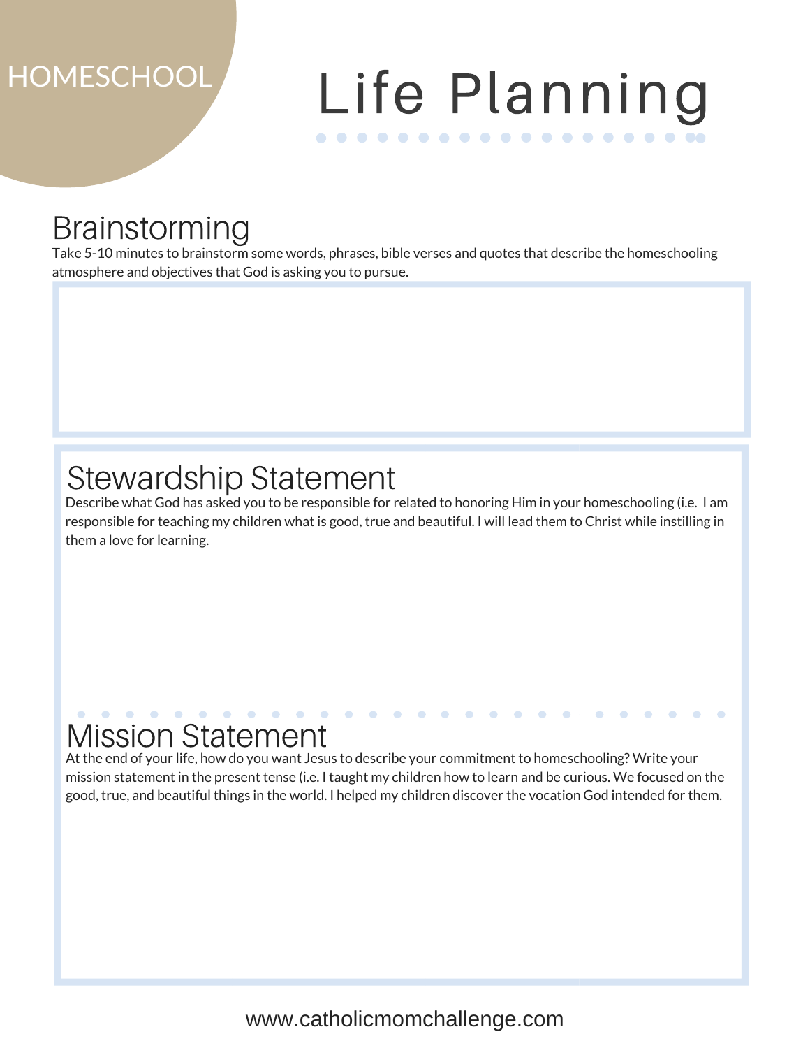HOMESCHOOL

# Life Planning

## Brainstorming

Take 5-10 minutes to brainstorm some words, phrases, bible verses and quotes that describe the homeschooling atmosphere and objectives that God is asking you to pursue.

## Stewardship Statement

Describe what God has asked you to be responsible for related to honoring Him in your homeschooling (i.e. I am responsible for teaching my children what is good, true and beautiful. I will lead them to Christ while instilling in them a love for learning.

## Mission Statement

At the end of your life, how do you want Jesus to describe your commitment to homeschooling? Write your mission statement in the present tense (i.e. I taught my children how to learn and be curious. We focused on the good, true, and beautiful things in the world. I helped my children discover the vocation God intended for them.

www.catholicmomchallenge.com